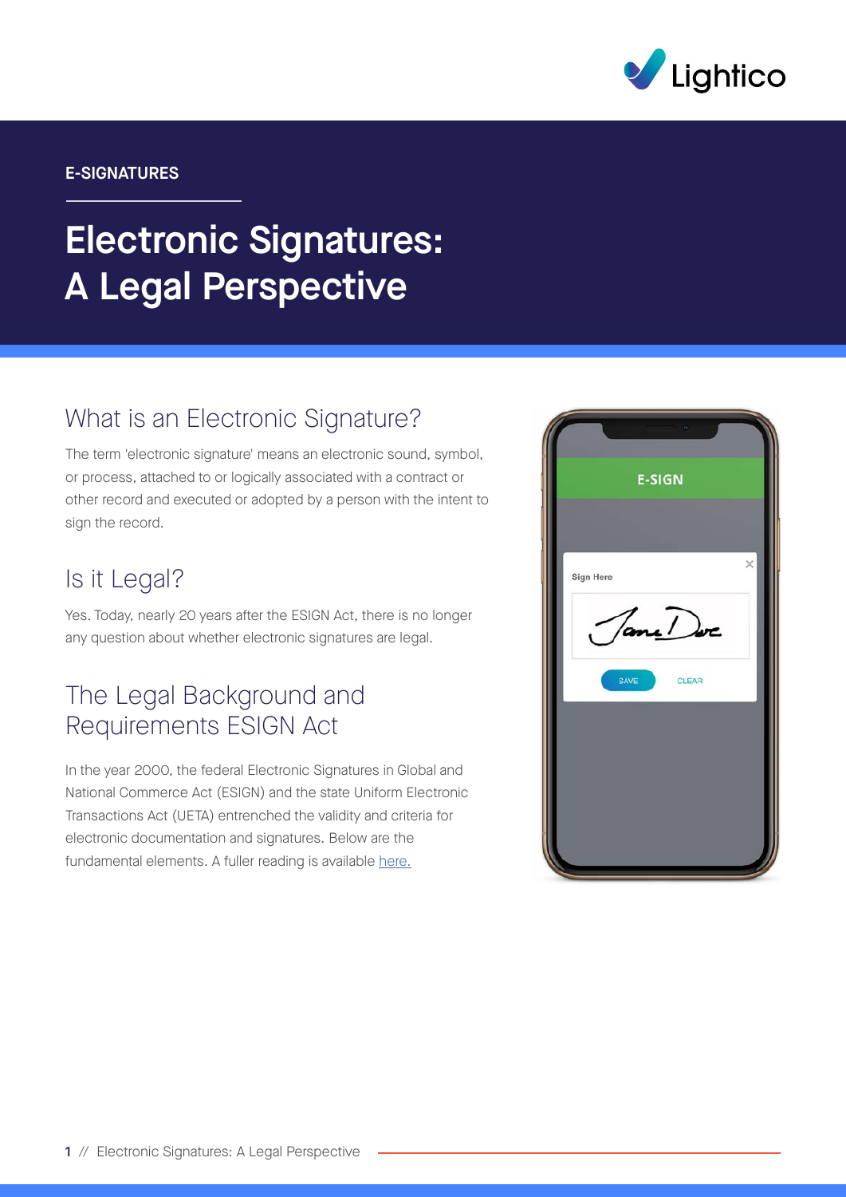E-SIGNATURES

# Electronic Signatures: A Legal Perspective

## What is an Electronic Signature?

The term 'electronic signature' means an electronic sound, symbol, or process, attached to or logically associated with a contract or other record and executed or adopted by a person with the intent to sign the record.

## Is it Legal?

Yes. Today, nearly 20 years after the ESIGN Act, there is no longer any question about whether electronic signatures are legal.

## The Legal Background and Requirements ESIGN Act

In the year 2000, the federal Electronic Signatures in Global and National Commerce Act (ESIGN) and the state Uniform Electronic Transactions Act (UETA) entrenched the validity and criteria for electronic documentation and signatures. Below are the fundamental elements. A fuller reading is available here.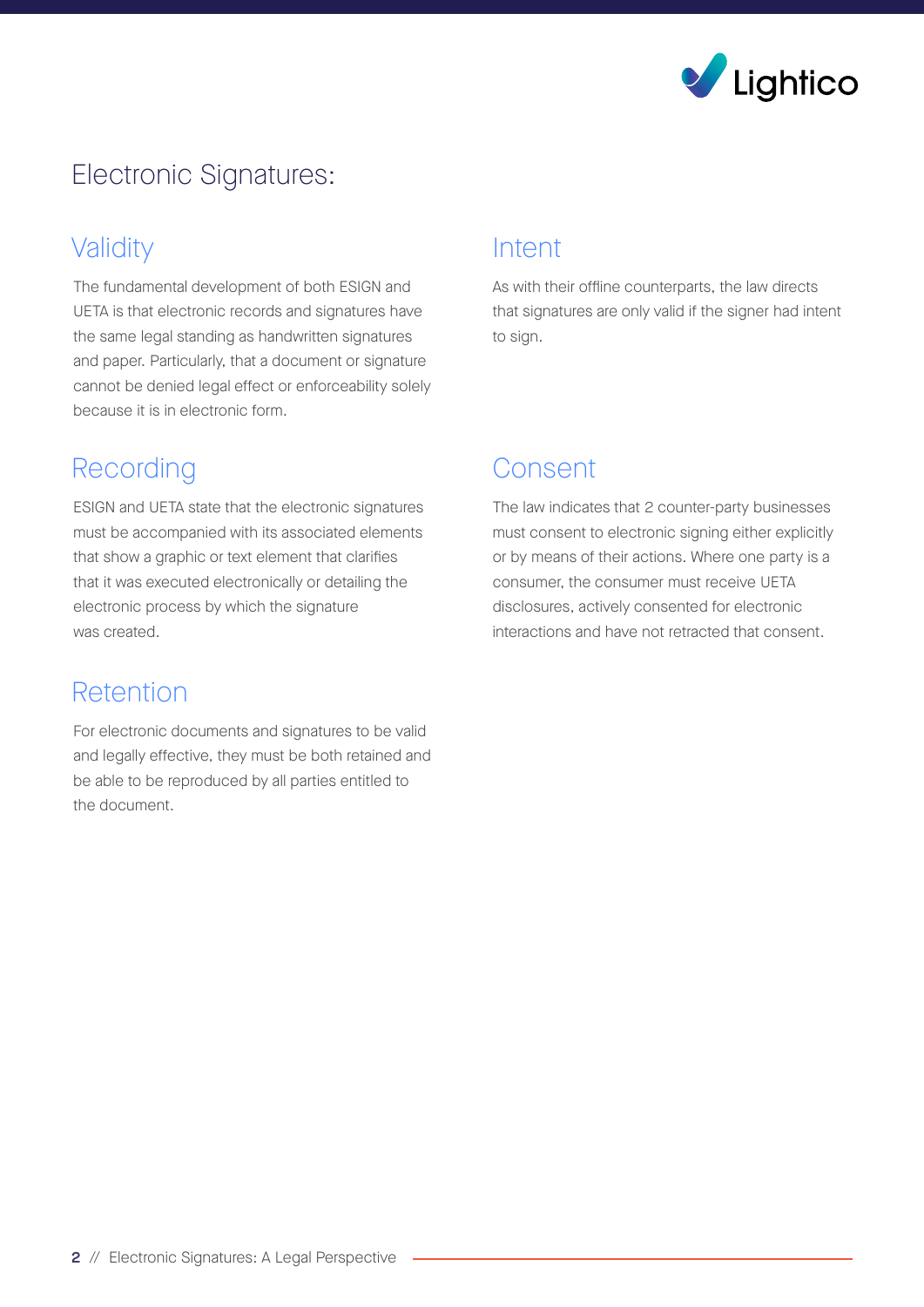# Electronic Signatures:

## Validity

The fundamental development of both ESIGN and UETA is that electronic records and signatures have the same legal standing as handwritten signatures and paper. Particularly, that a document or signature cannot be denied legal effect or enforceability solely because it is in electronic form.

## Recording

ESIGN and UETA state that the electronic signatures must be accompanied with its associated elements that show a graphic or text element that clarifies that it was executed electronically or detailing the electronic process by which the signature was created.

## Retention

For electronic documents and signatures to be valid and legally effective, they must be both retained and be able to be reproduced by all parties entitled to the document.

## Intent

As with their offline counterparts, the law directs that signatures are only valid if the signer had intent to sign.

## Consent

The law indicates that 2 counter-party businesses must consent to electronic signing either explicitly or by means of their actions. Where one party is a consumer, the consumer must receive UETA disclosures, actively consented for electronic interactions and have not retracted that consent.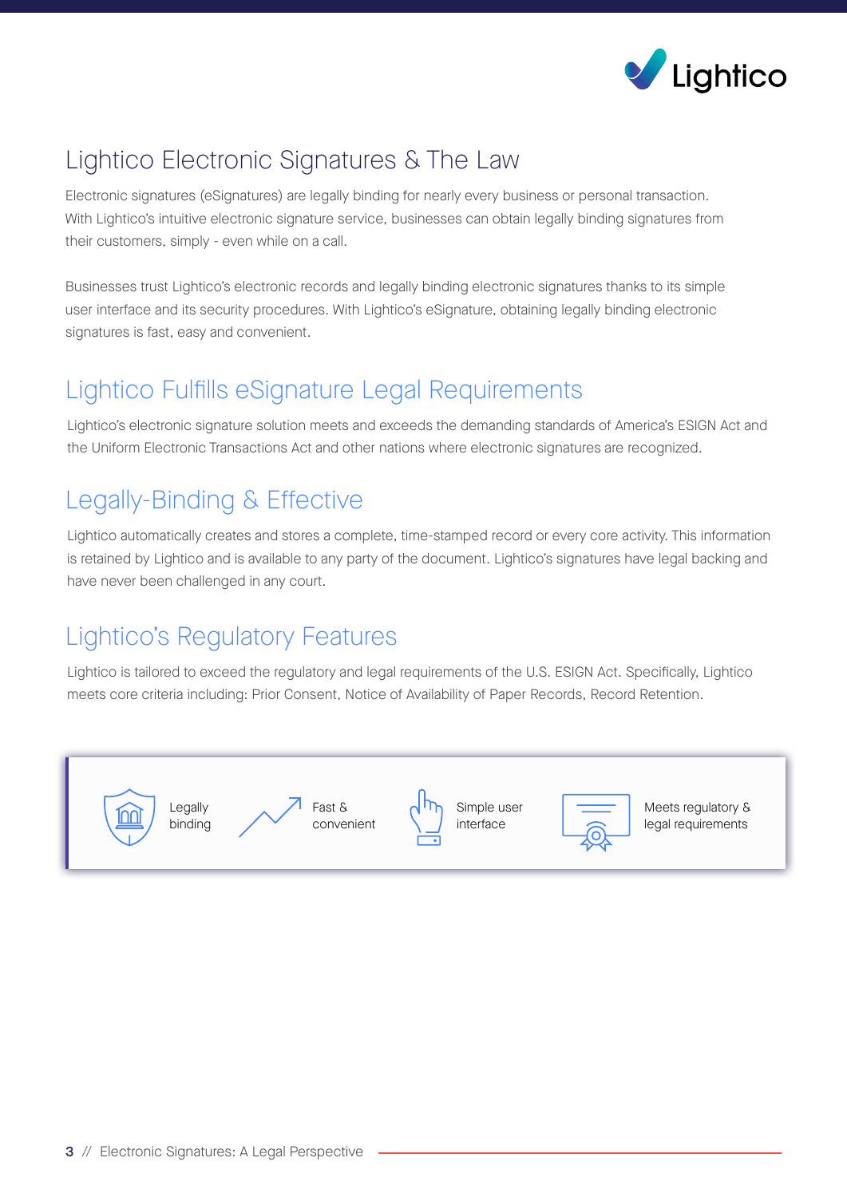# Lightico Electronic Signatures & The Law

Electronic signatures (eSignatures) are legally binding for nearly every business or personal transaction. With Lightico's intuitive electronic signature service, businesses can obtain legally binding signatures from their customers, simply - even while on a call.

Businesses trust Lightico's electronic records and legally binding electronic signatures thanks to its simple user interface and its security procedures. With Lightico's eSignature, obtaining legally binding electronic signatures is fast, easy and convenient.

## Lightico Fulfills eSignature Legal Requirements

Lightico's electronic signature solution meets and exceeds the demanding standards of America's ESIGN Act and the Uniform Electronic Transactions Act and other nations where electronic signatures are recognized.

## Legally-Binding & Effective

Lightico automatically creates and stores a complete, time-stamped record or every core activity. This information is retained by Lightico and is available to any party of the document. Lightico's signatures have legal backing and have never been challenged in any court.

## Lightico's Regulatory Features

Lightico is tailored to exceed the regulatory and legal requirements of the U.S. ESIGN Act. Specifically, Lightico meets core criteria including: Prior Consent, Notice of Availability of Paper Records, Record Retention.

- Legally binding
- Fast & convenient
- Simple user interface
- Meets regulatory & legal requirements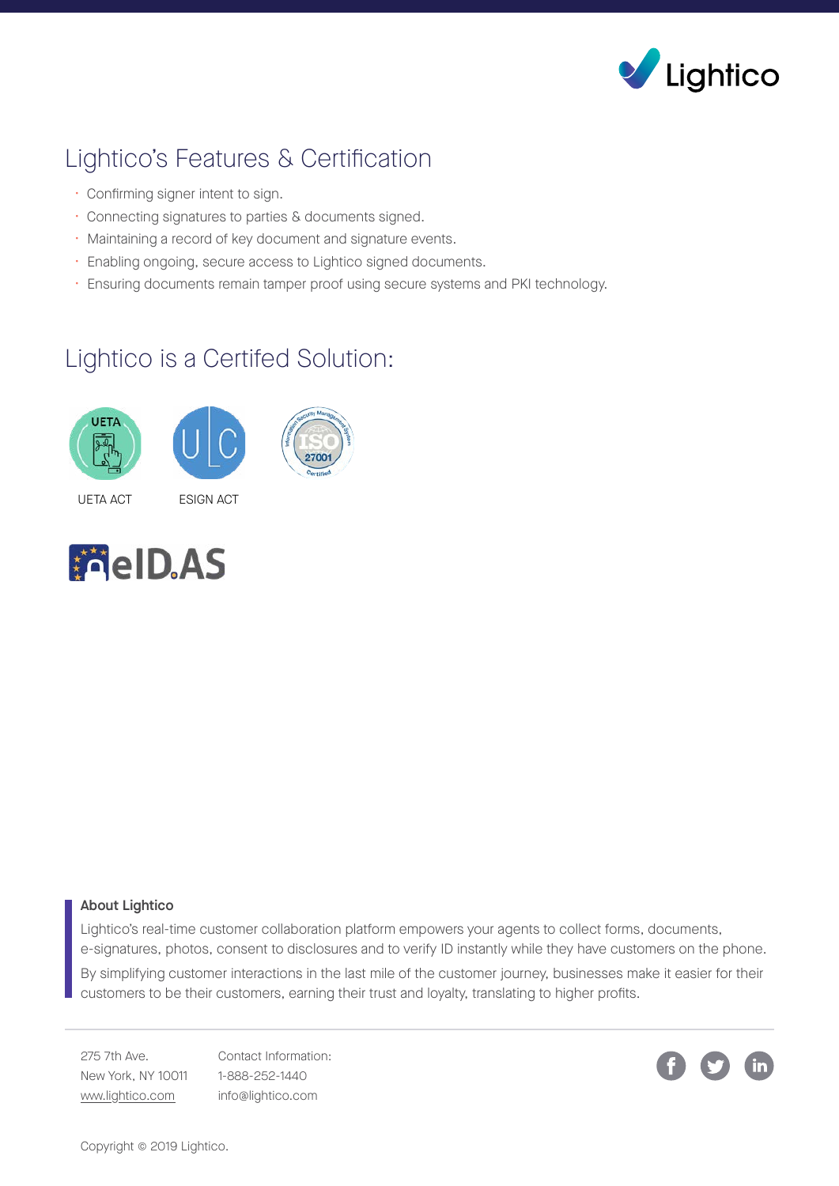Lightico

## Lightico's Features & Certification

- Confirming signer intent to sign.
- Connecting signatures to parties & documents signed.
- Maintaining a record of key document and signature events.
- Enabling ongoing, secure access to Lightico signed documents.
- Ensuring documents remain tamper proof using secure systems and PKI technology.

## Lightico is a Certifed Solution:

UETA ACT

ESIGN ACT

ISO 27001 Certified

eID.AS

**About Lightico**

Lightico's real-time customer collaboration platform empowers your agents to collect forms, documents, e-signatures, photos, consent to disclosures and to verify ID instantly while they have customers on the phone.

By simplifying customer interactions in the last mile of the customer journey, businesses make it easier for their customers to be their customers, earning their trust and loyalty, translating to higher profits.

275 7th Ave.
New York, NY 10011
www.lightico.com

Contact Information:
1-888-252-1440
info@lightico.com

Copyright © 2019 Lightico.